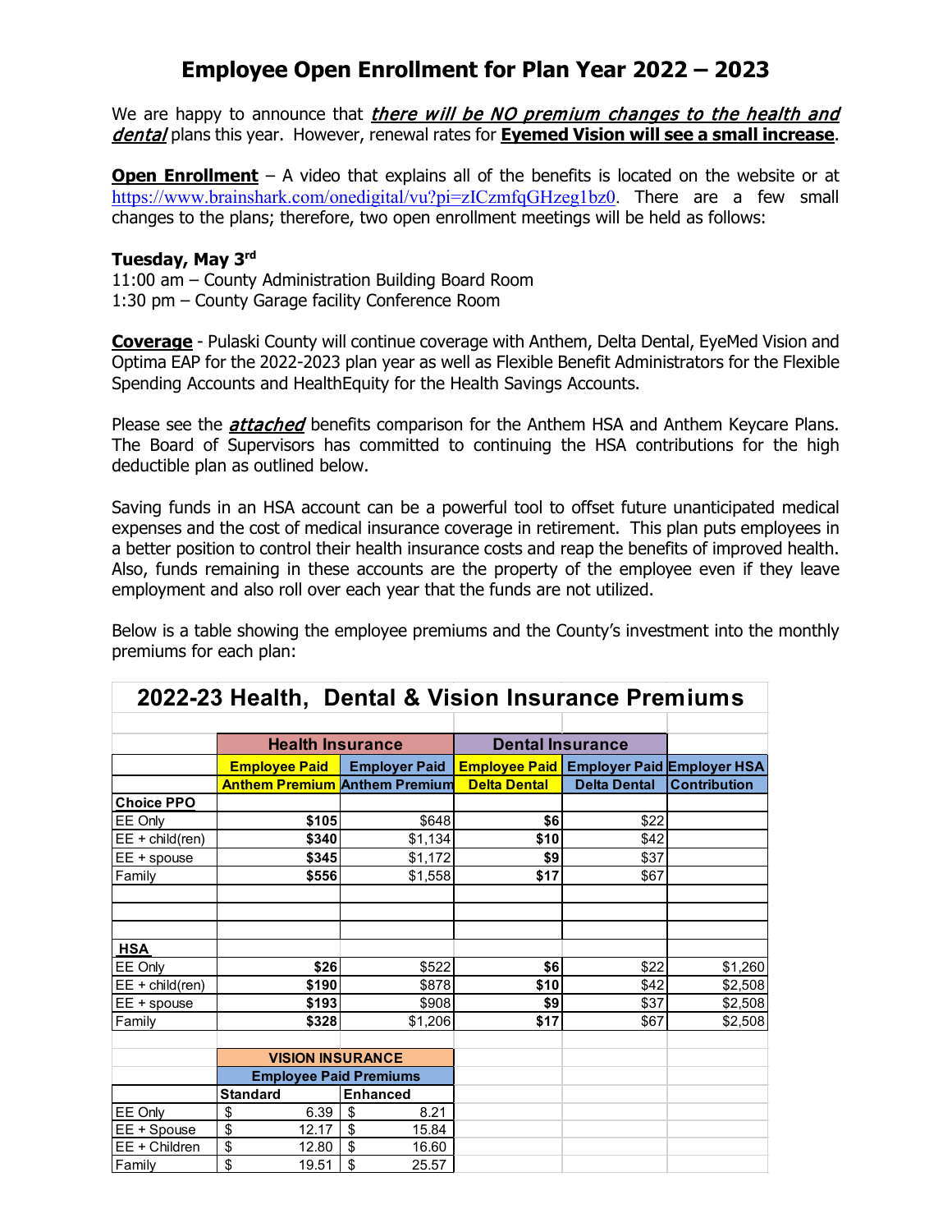# Employee Open Enrollment for Plan Year 2022 – 2023

We are happy to announce that ***there will be NO premium changes to the health and dental*** plans this year. However, renewal rates for **Eyemed Vision will see a small increase**.

**Open Enrollment** – A video that explains all of the benefits is located on the website or at https://www.brainshark.com/onedigital/vu?pi=zICzmfqGHzeg1bz0. There are a few small changes to the plans; therefore, two open enrollment meetings will be held as follows:

**Tuesday, May 3rd**
11:00 am – County Administration Building Board Room
1:30 pm – County Garage facility Conference Room

**Coverage** - Pulaski County will continue coverage with Anthem, Delta Dental, EyeMed Vision and Optima EAP for the 2022-2023 plan year as well as Flexible Benefit Administrators for the Flexible Spending Accounts and HealthEquity for the Health Savings Accounts.

Please see the ***attached*** benefits comparison for the Anthem HSA and Anthem Keycare Plans. The Board of Supervisors has committed to continuing the HSA contributions for the high deductible plan as outlined below.

Saving funds in an HSA account can be a powerful tool to offset future unanticipated medical expenses and the cost of medical insurance coverage in retirement. This plan puts employees in a better position to control their health insurance costs and reap the benefits of improved health. Also, funds remaining in these accounts are the property of the employee even if they leave employment and also roll over each year that the funds are not utilized.

Below is a table showing the employee premiums and the County's investment into the monthly premiums for each plan:

## 2022-23 Health, Dental & Vision Insurance Premiums

| | Health Insurance | | Dental Insurance | | |
|---|---|---|---|---|---|
| | Employee Paid Anthem Premium | Employer Paid Anthem Premium | Employee Paid Delta Dental | Employer Paid Delta Dental | Employer HSA Contribution |
| **Choice PPO** | | | | | |
| EE Only | **$105** | $648 | **$6** | $22 | |
| EE + child(ren) | **$340** | $1,134 | **$10** | $42 | |
| EE + spouse | **$345** | $1,172 | **$9** | $37 | |
| Family | **$556** | $1,558 | **$17** | $67 | |
| **HSA** | | | | | |
| EE Only | **$26** | $522 | **$6** | $22 | $1,260 |
| EE + child(ren) | **$190** | $878 | **$10** | $42 | $2,508 |
| EE + spouse | **$193** | $908 | **$9** | $37 | $2,508 |
| Family | **$328** | $1,206 | **$17** | $67 | $2,508 |

| | VISION INSURANCE Employee Paid Premiums | |
|---|---|---|
| | Standard | Enhanced |
| EE Only | $ 6.39 | $ 8.21 |
| EE + Spouse | $ 12.17 | $ 15.84 |
| EE + Children | $ 12.80 | $ 16.60 |
| Family | $ 19.51 | $ 25.57 |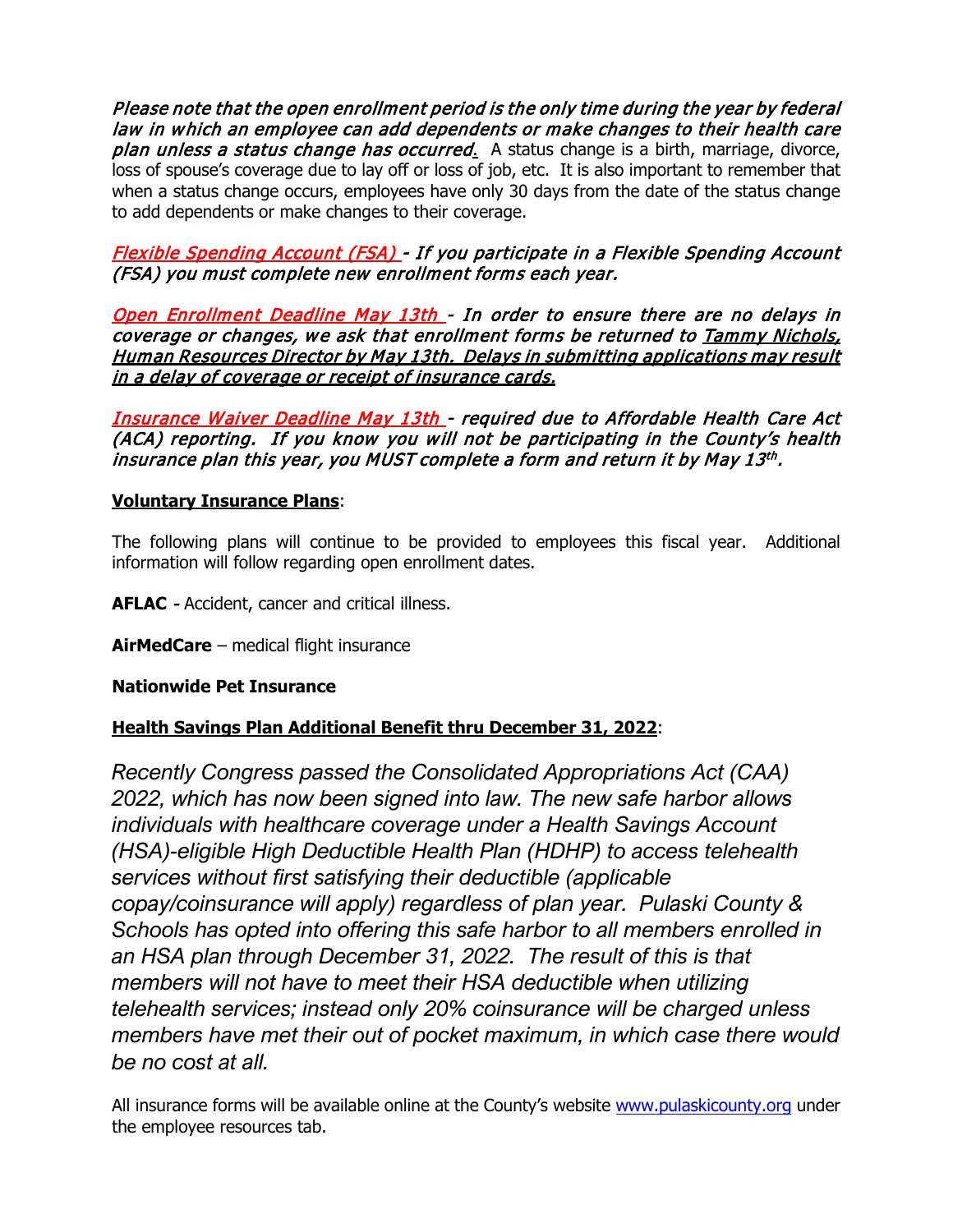*Please note that the open enrollment period is the only time during the year by federal law in which an employee can add dependents or make changes to their health care plan unless a status change has occurred.* A status change is a birth, marriage, divorce, loss of spouse's coverage due to lay off or loss of job, etc. It is also important to remember that when a status change occurs, employees have only 30 days from the date of the status change to add dependents or make changes to their coverage.

*Flexible Spending Account (FSA) - If you participate in a Flexible Spending Account (FSA) you must complete new enrollment forms each year.*

*Open Enrollment Deadline May 13th - In order to ensure there are no delays in coverage or changes, we ask that enrollment forms be returned to Tammy Nichols, Human Resources Director by May 13th. Delays in submitting applications may result in a delay of coverage or receipt of insurance cards.*

*Insurance Waiver Deadline May 13th - required due to Affordable Health Care Act (ACA) reporting. If you know you will not be participating in the County's health insurance plan this year, you MUST complete a form and return it by May 13th.*

**Voluntary Insurance Plans**:

The following plans will continue to be provided to employees this fiscal year. Additional information will follow regarding open enrollment dates.

**AFLAC -** Accident, cancer and critical illness.

**AirMedCare** – medical flight insurance

**Nationwide Pet Insurance**

**Health Savings Plan Additional Benefit thru December 31, 2022**:

*Recently Congress passed the Consolidated Appropriations Act (CAA) 2022, which has now been signed into law. The new safe harbor allows individuals with healthcare coverage under a Health Savings Account (HSA)-eligible High Deductible Health Plan (HDHP) to access telehealth services without first satisfying their deductible (applicable copay/coinsurance will apply) regardless of plan year. Pulaski County & Schools has opted into offering this safe harbor to all members enrolled in an HSA plan through December 31, 2022. The result of this is that members will not have to meet their HSA deductible when utilizing telehealth services; instead only 20% coinsurance will be charged unless members have met their out of pocket maximum, in which case there would be no cost at all.*

All insurance forms will be available online at the County's website www.pulaskicounty.org under the employee resources tab.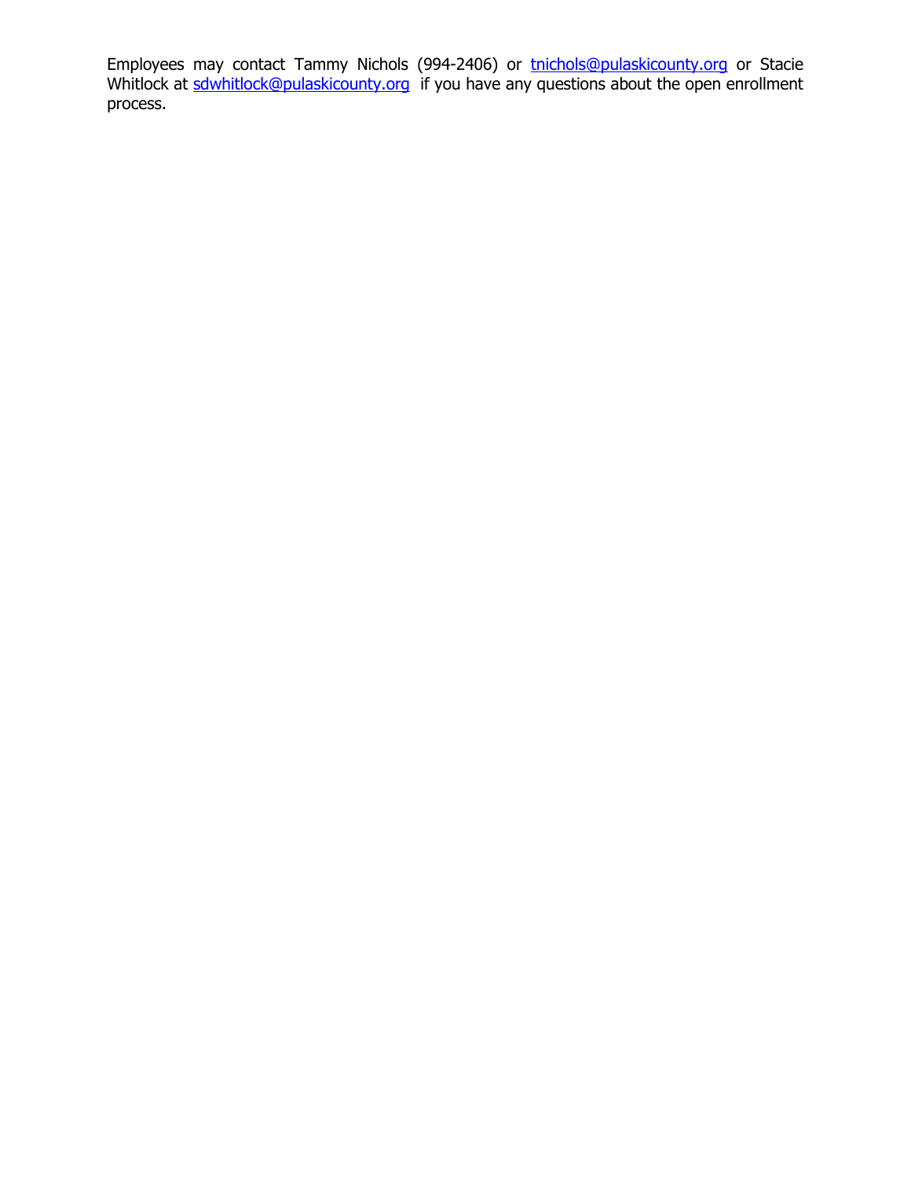Employees may contact Tammy Nichols (994-2406) or tnichols@pulaskicounty.org or Stacie Whitlock at sdwhitlock@pulaskicounty.org if you have any questions about the open enrollment process.